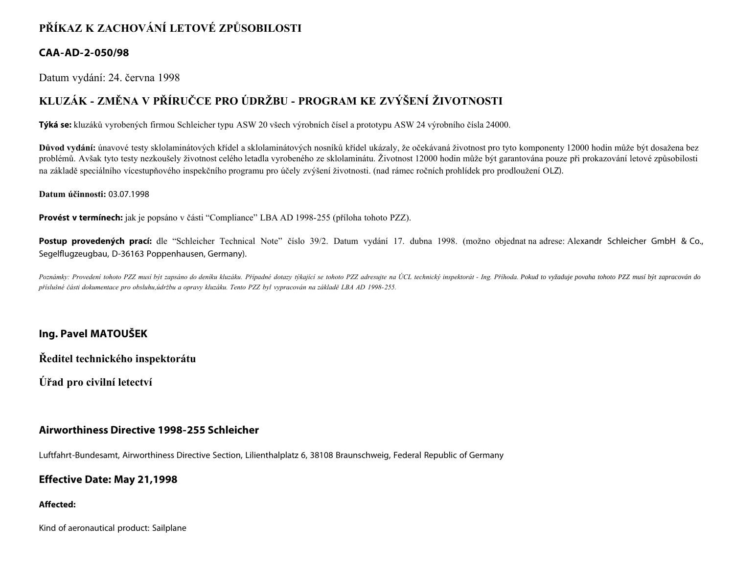# PŘÍKAZ K ZACHOVÁNÍ LETOVÉ ZPŮSOBILOSTI

## CAA-AD-2-050/98

Datum vydání: 24. června 1998

## KLUZÁK - ZMĚNA V PŘÍRUČCE PRO ÚDRŽBU - PROGRAM KE ZVÝŠENÍ ŽIVOTNOSTI

**Týká se:** kluzáků vyrobených firmou Schleicher typu ASW 20 všech výrobních čísel a prototypu ASW 24 výrobního čísla 24000.

**Důvod vydání:** únavové testy sklolaminátových křídel a sklolaminátových nosníků křídel ukázaly, že očekávaná životnost pro tyto komponenty 12000 hodin může být dosažena bez problémů. Avšak tyto testy nezkoušely životnost celého letadla vyrobeného ze sklolaminátu. Životnost 12000 hodin může být garantována pouze při prokazování letové způsobilosti na základě speciálního vícestupňového inspekčního programu pro účely zvýšení životnosti. (nad rámec ročních prohlídek pro prodloužení OLZ).

**Datum účinnosti:** 03.07.1998

**Provést v termínech:** jak je popsáno v části "Compliance" LBA AD 1998-255 (příloha tohoto PZZ).

**Postup provedených prací:** dle "Schleicher Technical Note" číslo 39/2. Datum vydání 17. dubna 1998. (možno objednat na adrese: Alexandr Schleicher GmbH & Co., Segelflugzeugbau, D-36163 Poppenhausen, Germany).

*Poznámky: Provedení tohoto PZZ musí být zapsáno do deníku kluzáku. Případné dotazy týkající se tohoto PZZ adresujte na ÚCL technický inspektorát - Ing. Příhoda. Pokud to vyžaduje povaha tohoto PZZ musí být zapracován do příslušné části dokumentace pro obsluhu,údržbu a opravy kluzáku. Tento PZZ byl vypracován na základě LBA AD 1998-255.*

**Ing. Pavel MATOUŠEK**

**Ředitel technického inspektorátu**

**Úřad pro civilní letectví**

## Airworthiness Directive 1998-255 Schleicher

Luftfahrt-Bundesamt, Airworthiness Directive Section, Lilienthalplatz 6, 38108 Braunschweig, Federal Republic of Germany

## Effective Date: May 21,1998

**Affected:**

Kind of aeronautical product: Sailplane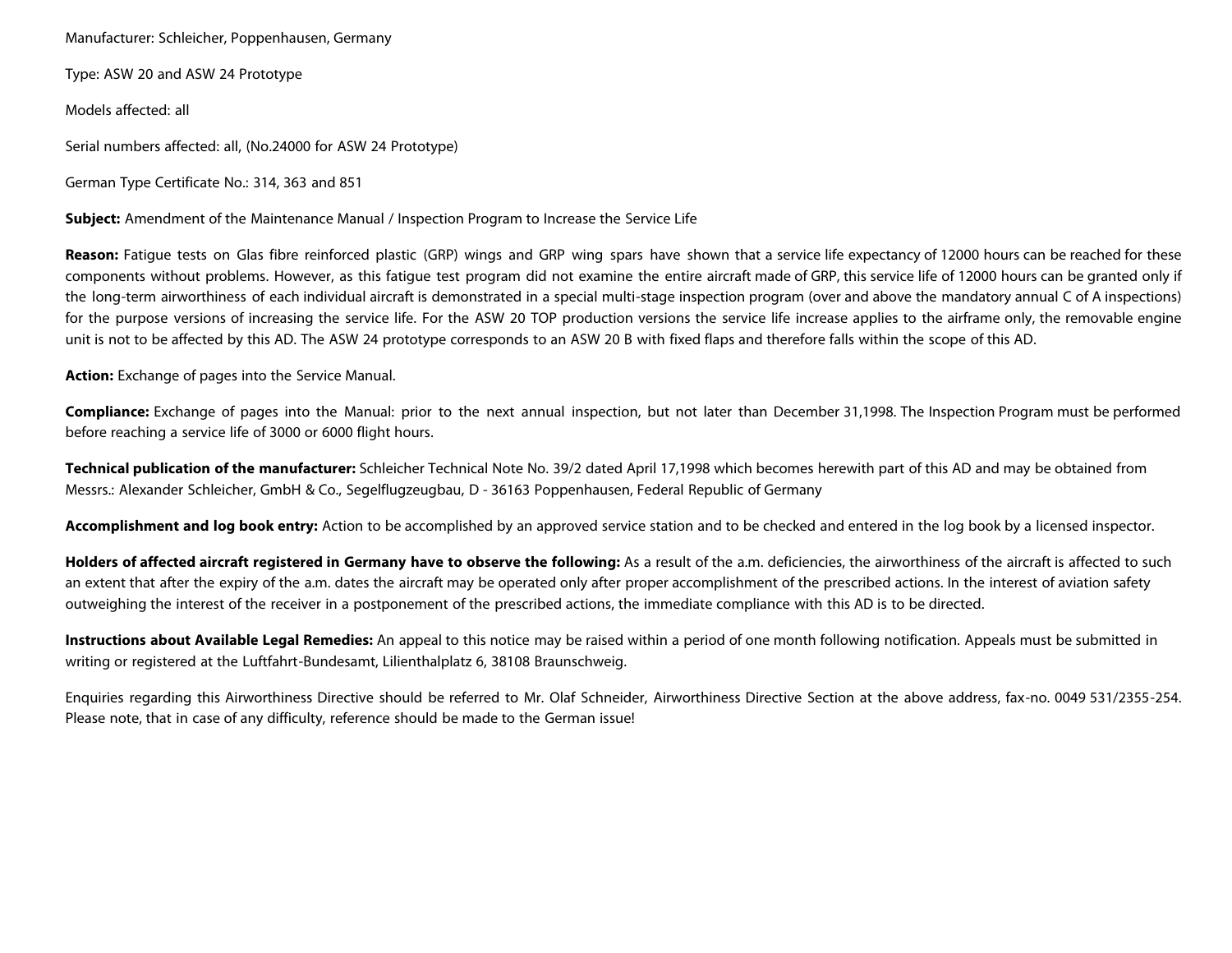Manufacturer: Schleicher, Poppenhausen, Germany

Type: ASW 20 and ASW 24 Prototype

Models affected: all

Serial numbers affected: all, (No.24000 for ASW 24 Prototype)

German Type Certificate No.: 314, 363 and 851

**Subject:** Amendment of the Maintenance Manual / Inspection Program to Increase the Service Life

**Reason:** Fatigue tests on Glas fibre reinforced plastic (GRP) wings and GRP wing spars have shown that a service life expectancy of 12000 hours can be reached for these components without problems. However, as this fatigue test program did not examine the entire aircraft made of GRP, this service life of 12000 hours can be granted only if the long-term airworthiness of each individual aircraft is demonstrated in a special multi-stage inspection program (over and above the mandatory annual C of A inspections) for the purpose versions of increasing the service life. For the ASW 20 TOP production versions the service life increase applies to the airframe only, the removable engine unit is not to be affected by this AD. The ASW 24 prototype corresponds to an ASW 20 B with fixed flaps and therefore falls within the scope of this AD.

**Action:** Exchange of pages into the Service Manual.

**Compliance:** Exchange of pages into the Manual: prior to the next annual inspection, but not later than December 31,1998. The Inspection Program must be performed before reaching a service life of 3000 or 6000 flight hours.

**Technical publication of the manufacturer:** Schleicher Technical Note No. 39/2 dated April 17,1998 which becomes herewith part of this AD and may be obtained from Messrs.: Alexander Schleicher, GmbH & Co., Segelflugzeugbau, D - 36163 Poppenhausen, Federal Republic of Germany

**Accomplishment and log book entry:** Action to be accomplished by an approved service station and to be checked and entered in the log book by a licensed inspector.

**Holders of affected aircraft registered in Germany have to observe the following:** As a result of the a.m. deficiencies, the airworthiness of the aircraft is affected to such an extent that after the expiry of the a.m. dates the aircraft may be operated only after proper accomplishment of the prescribed actions. In the interest of aviation safety outweighing the interest of the receiver in a postponement of the prescribed actions, the immediate compliance with this AD is to be directed.

**Instructions about Available Legal Remedies:** An appeal to this notice may be raised within a period of one month following notification. Appeals must be submitted in writing or registered at the Luftfahrt-Bundesamt, Lilienthalplatz 6, 38108 Braunschweig.

Enquiries regarding this Airworthiness Directive should be referred to Mr. Olaf Schneider, Airworthiness Directive Section at the above address, fax-no. 0049 531/2355-254. Please note, that in case of any difficulty, reference should be made to the German issue!